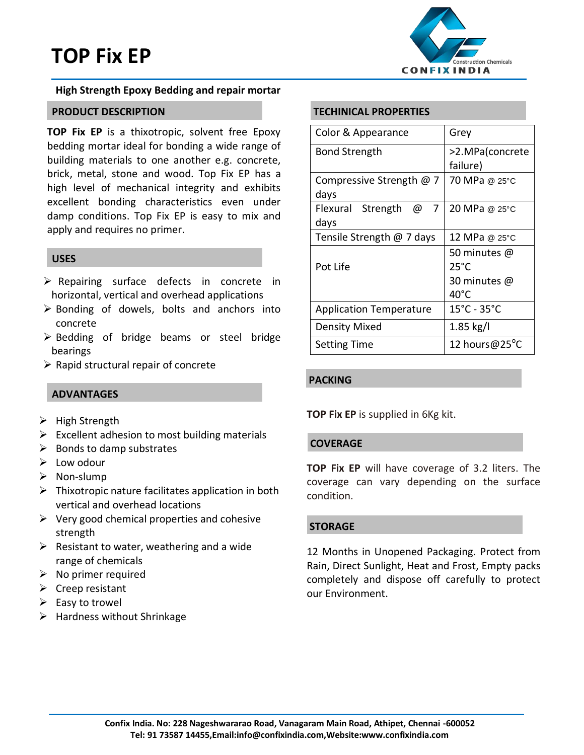# TOP Fix EP

**High Strength Epoxy Bedding and repair mortar**

## PRODUCT DESCRIPTION

**TOP Fix EP** is a thixotropic, solvent free Epoxy bedding mortar ideal for bonding a wide range of building materials to one another e.g. concrete, brick, metal, stone and wood. Top Fix EP has a high level of mechanical integrity and exhibits excellent bonding characteristics even under damp conditions. Top Fix EP is easy to mix and apply and requires no primer.

## USES

- Repairing surface defects in concrete in horizontal, vertical and overhead applications
- Bonding of dowels, bolts and anchors into concrete
- Bedding of bridge beams or steel bridge bearings
- Rapid structural repair of concrete

## ADVANTAGES

- High Strength
- Excellent adhesion to most building materials
- Bonds to damp substrates
- Low odour
- Non-slump
- Thixotropic nature facilitates application in both vertical and overhead locations
- Very good chemical properties and cohesive strength
- Resistant to water, weathering and a wide range of chemicals
- No primer required
- Creep resistant
- Easy to trowel
- Hardness without Shrinkage

## TECHINICAL PROPERTIES

| Property | Value |
|---|---|
| Color & Appearance | Grey |
| Bond Strength | >2.MPa(concrete failure) |
| Compressive Strength @ 7 days | 70 MPa @ 25°C |
| Flexural Strength @ 7 days | 20 MPa @ 25°C |
| Tensile Strength @ 7 days | 12 MPa @ 25°C |
| Pot Life | 50 minutes @ 25°C<br>30 minutes @ 40°C |
| Application Temperature | 15°C - 35°C |
| Density Mixed | 1.85 kg/l |
| Setting Time | 12 hours@25°C |

## PACKING

**TOP Fix EP** is supplied in 6Kg kit.

## COVERAGE

**TOP Fix EP** will have coverage of 3.2 liters. The coverage can vary depending on the surface condition.

## STORAGE

12 Months in Unopened Packaging. Protect from Rain, Direct Sunlight, Heat and Frost, Empty packs completely and dispose off carefully to protect our Environment.

**Confix India. No: 228 Nageshwararao Road, Vanagaram Main Road, Athipet, Chennai -600052**
**Tel: 91 73587 14455,Email:info@confixindia.com,Website:www.confixindia.com**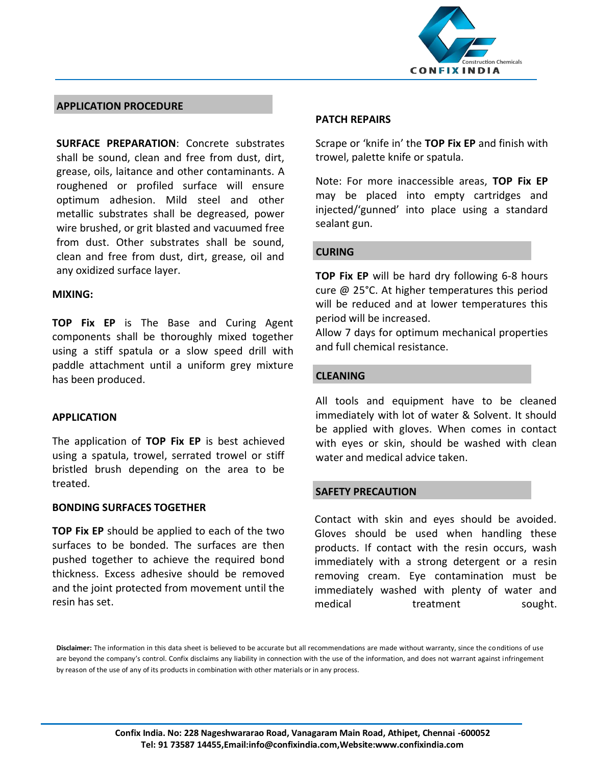## APPLICATION PROCEDURE

**SURFACE PREPARATION**: Concrete substrates shall be sound, clean and free from dust, dirt, grease, oils, laitance and other contaminants. A roughened or profiled surface will ensure optimum adhesion. Mild steel and other metallic substrates shall be degreased, power wire brushed, or grit blasted and vacuumed free from dust. Other substrates shall be sound, clean and free from dust, dirt, grease, oil and any oxidized surface layer.

### MIXING:

**TOP Fix EP** is The Base and Curing Agent components shall be thoroughly mixed together using a stiff spatula or a slow speed drill with paddle attachment until a uniform grey mixture has been produced.

### APPLICATION

The application of **TOP Fix EP** is best achieved using a spatula, trowel, serrated trowel or stiff bristled brush depending on the area to be treated.

### BONDING SURFACES TOGETHER

**TOP Fix EP** should be applied to each of the two surfaces to be bonded. The surfaces are then pushed together to achieve the required bond thickness. Excess adhesive should be removed and the joint protected from movement until the resin has set.

### PATCH REPAIRS

Scrape or 'knife in' the **TOP Fix EP** and finish with trowel, palette knife or spatula.

Note: For more inaccessible areas, **TOP Fix EP** may be placed into empty cartridges and injected/'gunned' into place using a standard sealant gun.

## CURING

**TOP Fix EP** will be hard dry following 6-8 hours cure @ 25°C. At higher temperatures this period will be reduced and at lower temperatures this period will be increased.

Allow 7 days for optimum mechanical properties and full chemical resistance.

## CLEANING

All tools and equipment have to be cleaned immediately with lot of water & Solvent. It should be applied with gloves. When comes in contact with eyes or skin, should be washed with clean water and medical advice taken.

## SAFETY PRECAUTION

Contact with skin and eyes should be avoided. Gloves should be used when handling these products. If contact with the resin occurs, wash immediately with a strong detergent or a resin removing cream. Eye contamination must be immediately washed with plenty of water and medical treatment sought.

**Disclaimer:** The information in this data sheet is believed to be accurate but all recommendations are made without warranty, since the conditions of use are beyond the company's control. Confix disclaims any liability in connection with the use of the information, and does not warrant against infringement by reason of the use of any of its products in combination with other materials or in any process.

**Confix India. No: 228 Nageshwararao Road, Vanagaram Main Road, Athipet, Chennai -600052**
**Tel: 91 73587 14455,Email:info@confixindia.com,Website:www.confixindia.com**